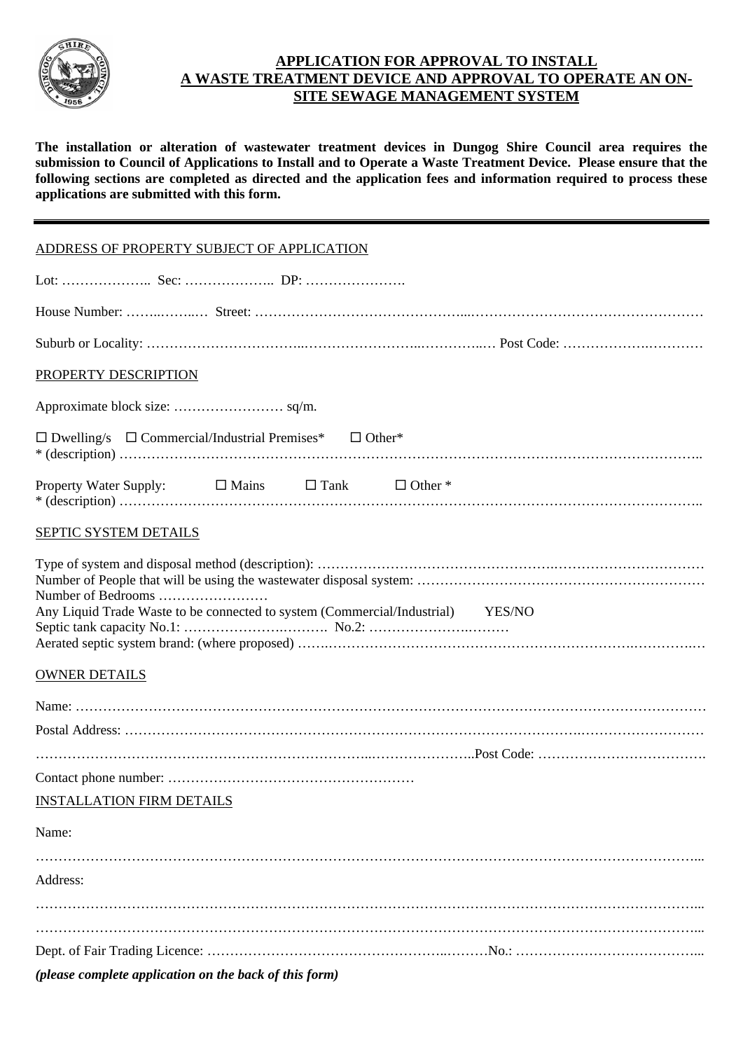# APPLICATION FOR APPROVAL TO INSTALL A WASTE TREATMENT DEVICE AND APPROVAL TO OPERATE AN ON-SITE SEWAGE MANAGEMENT SYSTEM

**The installation or alteration of wastewater treatment devices in Dungog Shire Council area requires the submission to Council of Applications to Install and to Operate a Waste Treatment Device. Please ensure that the following sections are completed as directed and the application fees and information required to process these applications are submitted with this form.**

---

## ADDRESS OF PROPERTY SUBJECT OF APPLICATION

Lot: ……………….. Sec: ……………….. DP: ………………….

House Number: ……..……..… Street: ……………………………………...……………………………………………

Suburb or Locality: ……………………………..……………………..…………..… Post Code: …………….…………

## PROPERTY DESCRIPTION

Approximate block size: …………………… sq/m.

☐ Dwelling/s ☐ Commercial/Industrial Premises* ☐ Other*
* (description) ……………………………………………………………………………………………………………..

Property Water Supply: ☐ Mains ☐ Tank ☐ Other *
* (description) ……………………………………………………………………………………………………………..

## SEPTIC SYSTEM DETAILS

Type of system and disposal method (description): …………………………………………….……………………………
Number of People that will be using the wastewater disposal system: ………………………………………………………
Number of Bedrooms ……………………
Any Liquid Trade Waste to be connected to system (Commercial/Industrial) YES/NO
Septic tank capacity No.1: ……………………..……… No.2: …………………….………
Aerated septic system brand: (where proposed) …….……………………………………………………….…………..…

## OWNER DETAILS

Name: ……………………………………………………………………………………………………………………

Postal Address: ……………………………………………………………………………….………………………

…………………………………………………………………...…………………..Post Code: ……………………………….

Contact phone number: ……………………………………………

## INSTALLATION FIRM DETAILS

Name:

……………………………………………………………………………………………………………………………...

Address:

……………………………………………………………………………………………………………………………...

……………………………………………………………………………………………………………………………...

Dept. of Fair Trading Licence: …………………………………………..………No.: …………………………………...

***(please complete application on the back of this form)***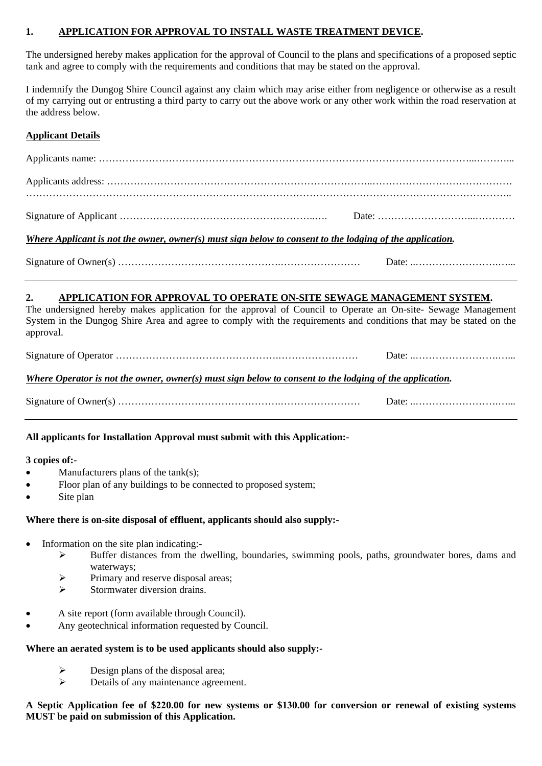## 1. <u>APPLICATION FOR APPROVAL TO INSTALL WASTE TREATMENT DEVICE</u>.

The undersigned hereby makes application for the approval of Council to the plans and specifications of a proposed septic tank and agree to comply with the requirements and conditions that may be stated on the approval.

I indemnify the Dungog Shire Council against any claim which may arise either from negligence or otherwise as a result of my carrying out or entrusting a third party to carry out the above work or any other work within the road reservation at the address below.

**<u>Applicant Details</u>**

Applicants name: ……………………………………………………………………………………………………...………...

Applicants address: ……………………………………………………………………..……………………………………
…………………………………………………………………………………………………………………………..

Signature of Applicant ……………………………………………………..….    Date: ………………………...…………

***<u>Where Applicant is not the owner, owner(s) must sign below to consent to the lodging of the application.</u>***

Signature of Owner(s) ……………………………………….……………………    Date: ..……………………….…...

---

## 2. <u>APPLICATION FOR APPROVAL TO OPERATE ON-SITE SEWAGE MANAGEMENT SYSTEM</u>.

The undersigned hereby makes application for the approval of Council to Operate an On-site- Sewage Management System in the Dungog Shire Area and agree to comply with the requirements and conditions that may be stated on the approval.

Signature of Operator ……………………………………….……………………    Date: ..……………………….…...

***<u>Where Operator is not the owner, owner(s) must sign below to consent to the lodging of the application.</u>***

Signature of Owner(s) ……………………………………….……………………    Date: ..……………………….…...

---

**All applicants for Installation Approval must submit with this Application:-**

**3 copies of:-**

- Manufacturers plans of the tank(s);
- Floor plan of any buildings to be connected to proposed system;
- Site plan

**Where there is on-site disposal of effluent, applicants should also supply:-**

- Information on the site plan indicating:-
  - Buffer distances from the dwelling, boundaries, swimming pools, paths, groundwater bores, dams and waterways;
  - Primary and reserve disposal areas;
  - Stormwater diversion drains.
- A site report (form available through Council).
- Any geotechnical information requested by Council.

**Where an aerated system is to be used applicants should also supply:-**

- Design plans of the disposal area;
- Details of any maintenance agreement.

**A Septic Application fee of $220.00 for new systems or $130.00 for conversion or renewal of existing systems MUST be paid on submission of this Application.**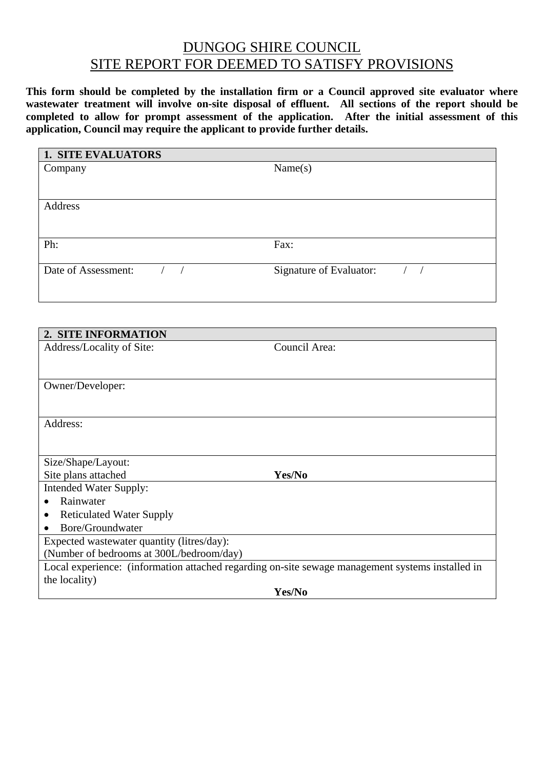# DUNGOG SHIRE COUNCIL
# SITE REPORT FOR DEEMED TO SATISFY PROVISIONS

**This form should be completed by the installation firm or a Council approved site evaluator where wastewater treatment will involve on-site disposal of effluent. All sections of the report should be completed to allow for prompt assessment of the application. After the initial assessment of this application, Council may require the applicant to provide further details.**

| **1. SITE EVALUATORS** | |
|---|---|
| Company | Name(s) |
| Address | |
| Ph: | Fax: |
| Date of Assessment: / / | Signature of Evaluator: / / |

| **2. SITE INFORMATION** | |
|---|---|
| Address/Locality of Site: | Council Area: |
| Owner/Developer: | |
| Address: | |
| Size/Shape/Layout:<br>Site plans attached | <br>**Yes/No** |
| Intended Water Supply:<br>• Rainwater<br>• Reticulated Water Supply<br>• Bore/Groundwater | |
| Expected wastewater quantity (litres/day):<br>(Number of bedrooms at 300L/bedroom/day) | |
| Local experience: (information attached regarding on-site sewage management systems installed in the locality) | **Yes/No** |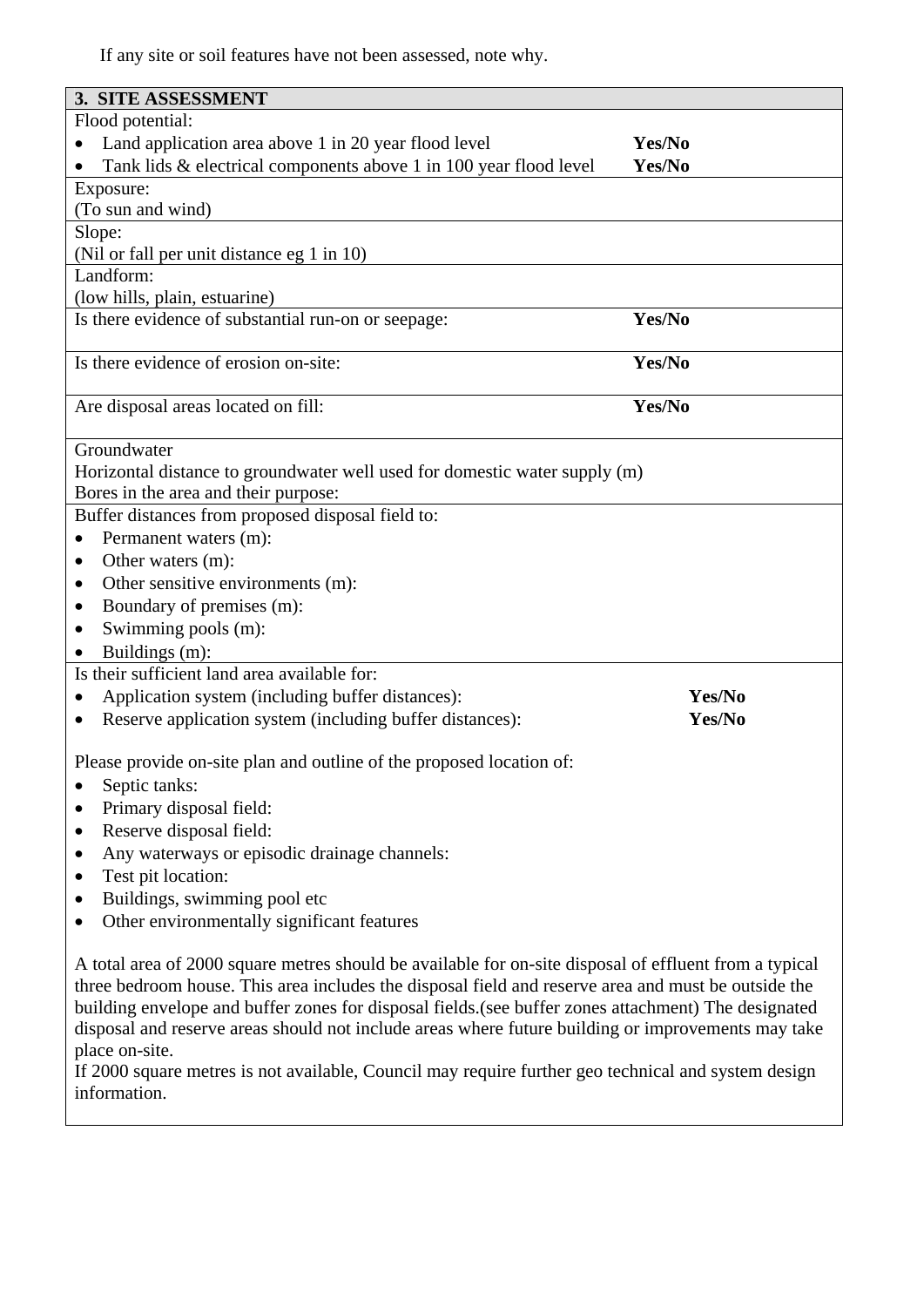If any site or soil features have not been assessed, note why.

| **3. SITE ASSESSMENT** | |
|---|---|
| Flood potential:<br>• Land application area above 1 in 20 year flood level<br>• Tank lids & electrical components above 1 in 100 year flood level | <br>**Yes/No**<br>**Yes/No** |
| Exposure:<br>(To sun and wind) | |
| Slope:<br>(Nil or fall per unit distance eg 1 in 10) | |
| Landform:<br>(low hills, plain, estuarine) | |
| Is there evidence of substantial run-on or seepage: | **Yes/No** |
| Is there evidence of erosion on-site: | **Yes/No** |
| Are disposal areas located on fill: | **Yes/No** |
| Groundwater<br>Horizontal distance to groundwater well used for domestic water supply (m)<br>Bores in the area and their purpose: | |
| Buffer distances from proposed disposal field to:<br>• Permanent waters (m):<br>• Other waters (m):<br>• Other sensitive environments (m):<br>• Boundary of premises (m):<br>• Swimming pools (m):<br>• Buildings (m): | |
| Is their sufficient land area available for:<br>• Application system (including buffer distances):<br>• Reserve application system (including buffer distances):<br><br>Please provide on-site plan and outline of the proposed location of:<br>• Septic tanks:<br>• Primary disposal field:<br>• Reserve disposal field:<br>• Any waterways or episodic drainage channels:<br>• Test pit location:<br>• Buildings, swimming pool etc<br>• Other environmentally significant features<br><br>A total area of 2000 square metres should be available for on-site disposal of effluent from a typical three bedroom house. This area includes the disposal field and reserve area and must be outside the building envelope and buffer zones for disposal fields.(see buffer zones attachment) The designated disposal and reserve areas should not include areas where future building or improvements may take place on-site.<br>If 2000 square metres is not available, Council may require further geo technical and system design information. | <br>**Yes/No**<br>**Yes/No** |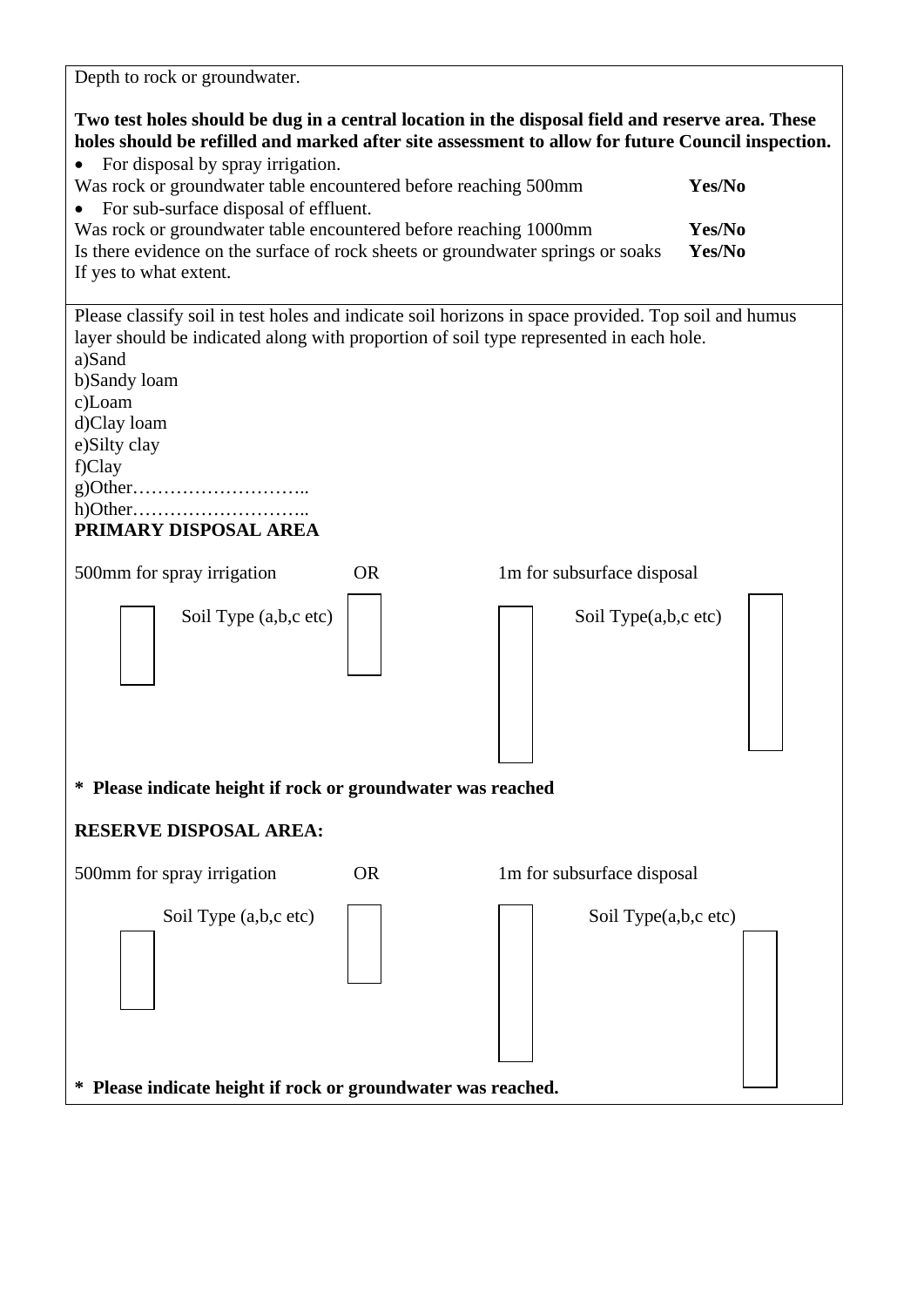Depth to rock or groundwater.

**Two test holes should be dug in a central location in the disposal field and reserve area. These holes should be refilled and marked after site assessment to allow for future Council inspection.**

- For disposal by spray irrigation.

Was rock or groundwater table encountered before reaching 500mm **Yes/No**

- For sub-surface disposal of effluent.

Was rock or groundwater table encountered before reaching 1000mm **Yes/No**

Is there evidence on the surface of rock sheets or groundwater springs or soaks **Yes/No**

If yes to what extent.

Please classify soil in test holes and indicate soil horizons in space provided. Top soil and humus layer should be indicated along with proportion of soil type represented in each hole.

a)Sand
b)Sandy loam
c)Loam
d)Clay loam
e)Silty clay
f)Clay
g)Other………………………..
h)Other………………………..

**PRIMARY DISPOSAL AREA**

500mm for spray irrigation OR 1m for subsurface disposal

Soil Type (a,b,c etc) Soil Type(a,b,c etc)

**\* Please indicate height if rock or groundwater was reached**

**RESERVE DISPOSAL AREA:**

500mm for spray irrigation OR 1m for subsurface disposal

Soil Type (a,b,c etc) Soil Type(a,b,c etc)

**\* Please indicate height if rock or groundwater was reached.**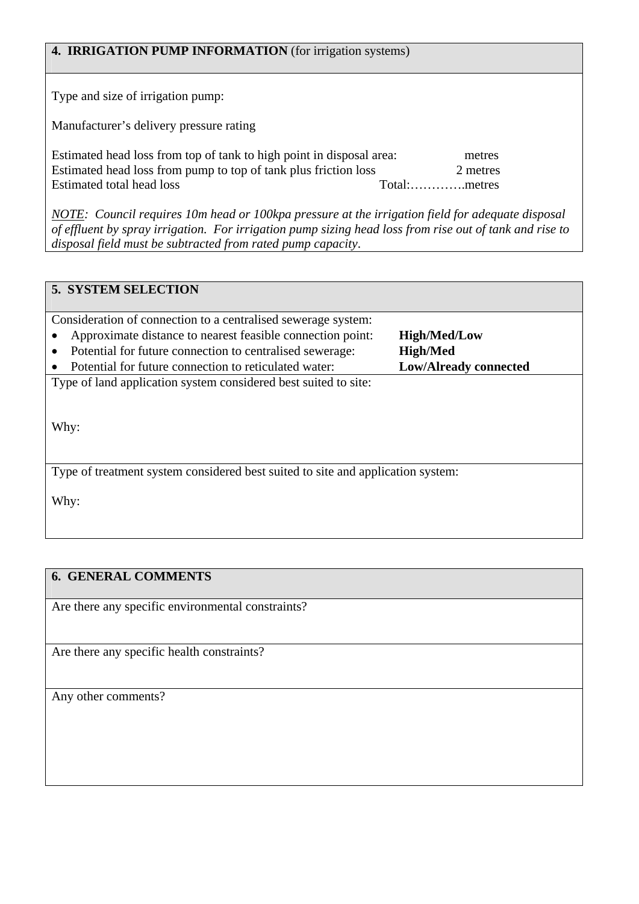## 4. IRRIGATION PUMP INFORMATION (for irrigation systems)

Type and size of irrigation pump:

Manufacturer's delivery pressure rating

Estimated head loss from top of tank to high point in disposal area: metres
Estimated head loss from pump to top of tank plus friction loss 2 metres
Estimated total head loss Total:………….metres

*NOTE: Council requires 10m head or 100kpa pressure at the irrigation field for adequate disposal of effluent by spray irrigation. For irrigation pump sizing head loss from rise out of tank and rise to disposal field must be subtracted from rated pump capacity.*

## 5. SYSTEM SELECTION

Consideration of connection to a centralised sewerage system:

- Approximate distance to nearest feasible connection point: **High/Med/Low**
- Potential for future connection to centralised sewerage: **High/Med**
- Potential for future connection to reticulated water: **Low/Already connected**

Type of land application system considered best suited to site:

Why:

Type of treatment system considered best suited to site and application system:

Why:

## 6. GENERAL COMMENTS

Are there any specific environmental constraints?

Are there any specific health constraints?

Any other comments?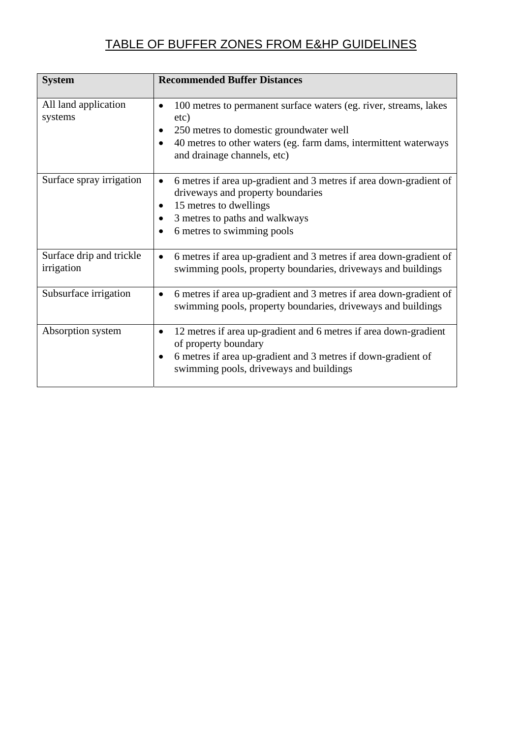# TABLE OF BUFFER ZONES FROM E&HP GUIDELINES

| System | Recommended Buffer Distances |
|---|---|
| All land application systems | • 100 metres to permanent surface waters (eg. river, streams, lakes etc)<br>• 250 metres to domestic groundwater well<br>• 40 metres to other waters (eg. farm dams, intermittent waterways and drainage channels, etc) |
| Surface spray irrigation | • 6 metres if area up-gradient and 3 metres if area down-gradient of driveways and property boundaries<br>• 15 metres to dwellings<br>• 3 metres to paths and walkways<br>• 6 metres to swimming pools |
| Surface drip and trickle irrigation | • 6 metres if area up-gradient and 3 metres if area down-gradient of swimming pools, property boundaries, driveways and buildings |
| Subsurface irrigation | • 6 metres if area up-gradient and 3 metres if area down-gradient of swimming pools, property boundaries, driveways and buildings |
| Absorption system | • 12 metres if area up-gradient and 6 metres if area down-gradient of property boundary<br>• 6 metres if area up-gradient and 3 metres if down-gradient of swimming pools, driveways and buildings |